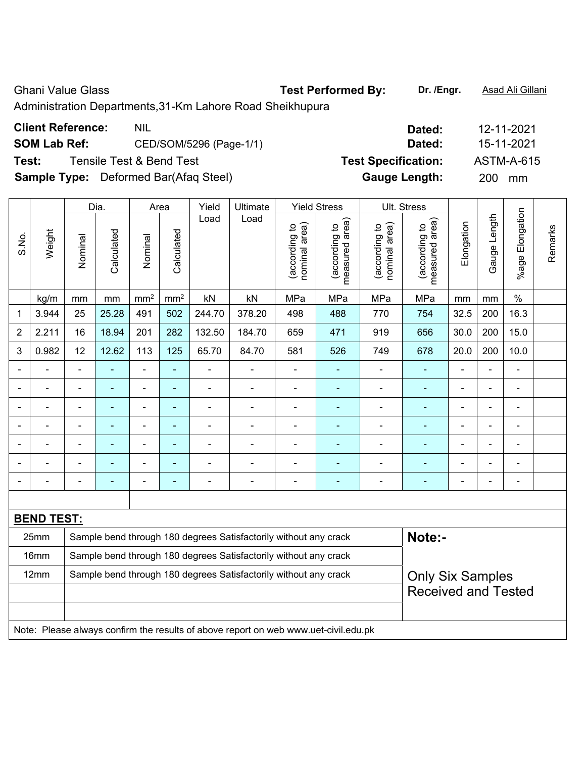Ghani Value Glass

Administration Departments,31-Km Lahore Road Sheikhupura

**Test Performed By:** Dr. /Engr. Asad Ali Gillani

**Client Reference:** NIL **Dated:** 12-11-2021

**SOM Lab Ref:** CED/SOM/5296 (Page-1/1) **Dated:** 15-11-2021

**Test:** Tensile Test & Bend Test **Test Specification:** ASTM-A-615

**Sample Type:** Deformed Bar(Afaq Steel) **Gauge Length:** 200 mm

| S.No. | Weight | Dia. | | Area | | Yield Load | Ultimate Load | Yield Stress | | Ult. Stress | | Elongation | Gauge Length | %age Elongation | Remarks |
|---|---|---|---|---|---|---|---|---|---|---|---|---|---|---|---|
| | | Nominal | Calculated | Nominal | Calculated | | | (according to nominal area) | (according to measured area) | (according to nominal area) | (according to measured area) | | | | |
| | kg/m | mm | mm | mm² | mm² | kN | kN | MPa | MPa | MPa | MPa | mm | mm | % | |
| 1 | 3.944 | 25 | 25.28 | 491 | 502 | 244.70 | 378.20 | 498 | 488 | 770 | 754 | 32.5 | 200 | 16.3 | |
| 2 | 2.211 | 16 | 18.94 | 201 | 282 | 132.50 | 184.70 | 659 | 471 | 919 | 656 | 30.0 | 200 | 15.0 | |
| 3 | 0.982 | 12 | 12.62 | 113 | 125 | 65.70 | 84.70 | 581 | 526 | 749 | 678 | 20.0 | 200 | 10.0 | |
| - | - | - | - | - | - | - | - | - | - | - | - | - | - | - | |
| - | - | - | - | - | - | - | - | - | - | - | - | - | - | - | |
| - | - | - | - | - | - | - | - | - | - | - | - | - | - | - | |
| - | - | - | - | - | - | - | - | - | - | - | - | - | - | - | |
| - | - | - | - | - | - | - | - | - | - | - | - | - | - | - | |
| - | - | - | - | - | - | - | - | - | - | - | - | - | - | - | |
| - | - | - | - | - | - | - | - | - | - | - | - | - | - | - | |

**BEND TEST:**

| Size | Result |
|---|---|
| 25mm | Sample bend through 180 degrees Satisfactorily without any crack |
| 16mm | Sample bend through 180 degrees Satisfactorily without any crack |
| 12mm | Sample bend through 180 degrees Satisfactorily without any crack |

**Note:-**

Only Six Samples Received and Tested

Note: Please always confirm the results of above report on web www.uet-civil.edu.pk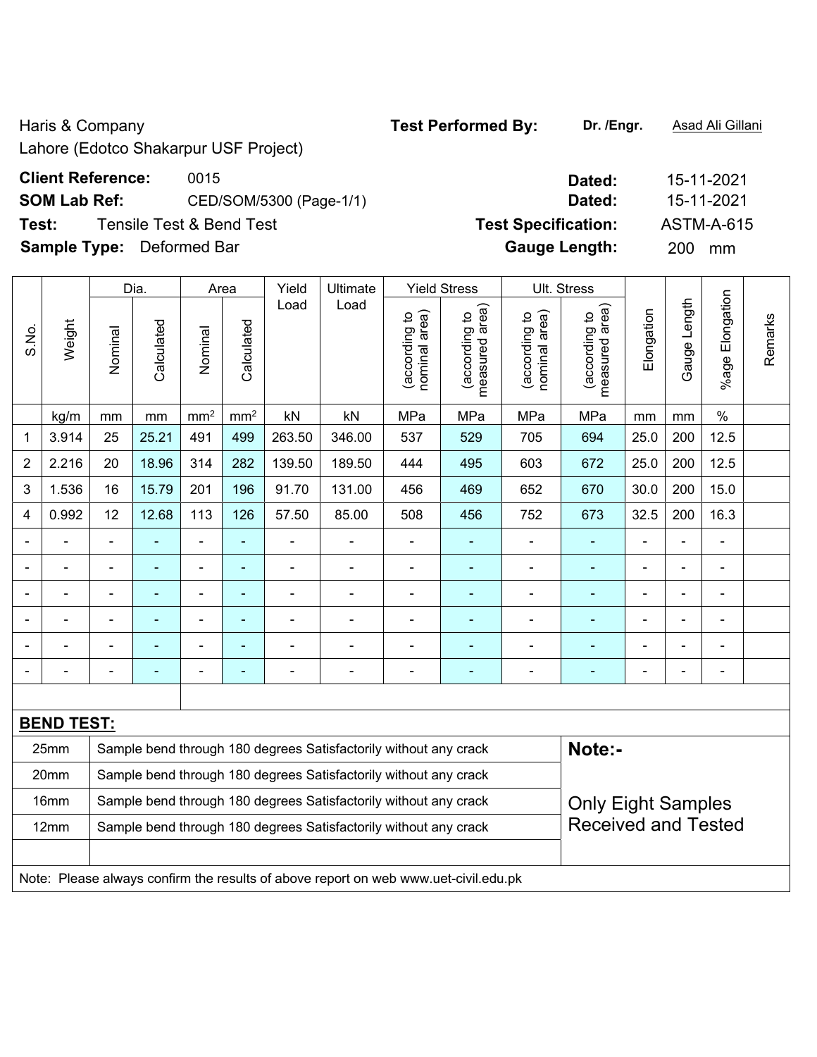Haris & Company
Lahore (Edotco Shakarpur USF Project)

**Test Performed By:** **Dr. /Engr.** Asad Ali Gillani

**Client Reference:** 0015 **Dated:** 15-11-2021

**SOM Lab Ref:** CED/SOM/5300 (Page-1/1) **Dated:** 15-11-2021

**Test:** Tensile Test & Bend Test **Test Specification:** ASTM-A-615

**Sample Type:** Deformed Bar **Gauge Length:** 200 mm

| S.No. | Weight | Dia. | | Area | | Yield Load | Ultimate Load | Yield Stress | | Ult. Stress | | Elongation | Gauge Length | %age Elongation | Remarks |
|---|---|---|---|---|---|---|---|---|---|---|---|---|---|---|---|
| | | Nominal | Calculated | Nominal | Calculated | | | (according to nominal area) | (according to measured area) | (according to nominal area) | (according to measured area) | | | | |
| | kg/m | mm | mm | mm$^2$ | mm$^2$ | kN | kN | MPa | MPa | MPa | MPa | mm | mm | % | |
| 1 | 3.914 | 25 | 25.21 | 491 | 499 | 263.50 | 346.00 | 537 | 529 | 705 | 694 | 25.0 | 200 | 12.5 | |
| 2 | 2.216 | 20 | 18.96 | 314 | 282 | 139.50 | 189.50 | 444 | 495 | 603 | 672 | 25.0 | 200 | 12.5 | |
| 3 | 1.536 | 16 | 15.79 | 201 | 196 | 91.70 | 131.00 | 456 | 469 | 652 | 670 | 30.0 | 200 | 15.0 | |
| 4 | 0.992 | 12 | 12.68 | 113 | 126 | 57.50 | 85.00 | 508 | 456 | 752 | 673 | 32.5 | 200 | 16.3 | |
| - | - | - | - | - | - | - | - | - | - | - | - | - | - | - | |
| - | - | - | - | - | - | - | - | - | - | - | - | - | - | - | |
| - | - | - | - | - | - | - | - | - | - | - | - | - | - | - | |
| - | - | - | - | - | - | - | - | - | - | - | - | - | - | - | |
| - | - | - | - | - | - | - | - | - | - | - | - | - | - | - | |
| - | - | - | - | - | - | - | - | - | - | - | - | - | - | - | |

**BEND TEST:**

| Size | Result | Note:- |
|---|---|---|
| 25mm | Sample bend through 180 degrees Satisfactorily without any crack | |
| 20mm | Sample bend through 180 degrees Satisfactorily without any crack | |
| 16mm | Sample bend through 180 degrees Satisfactorily without any crack | Only Eight Samples Received and Tested |
| 12mm | Sample bend through 180 degrees Satisfactorily without any crack | |

Note: Please always confirm the results of above report on web www.uet-civil.edu.pk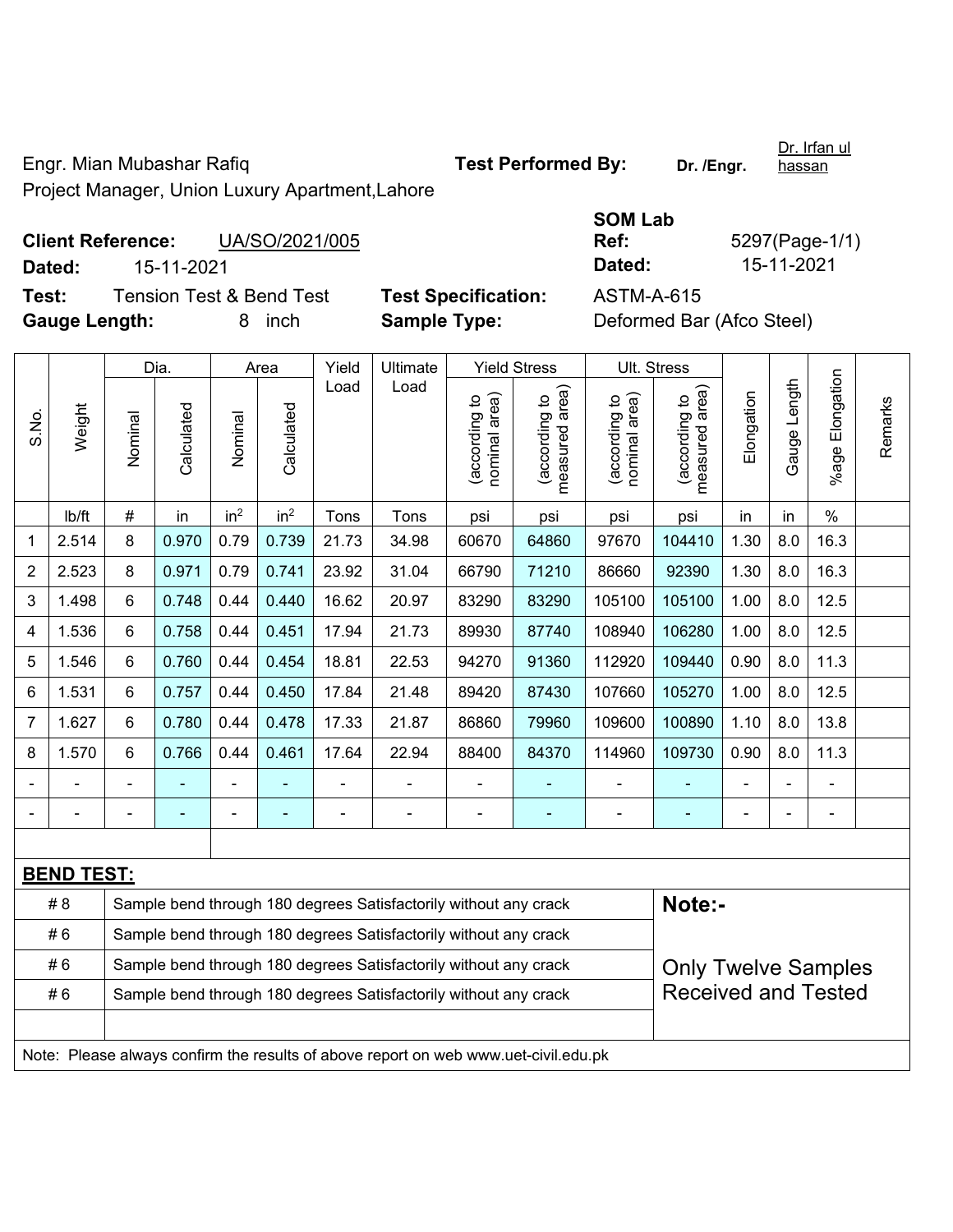Engr. Mian Mubashar Rafiq
Project Manager, Union Luxury Apartment,Lahore

**Test Performed By:** **Dr. /Engr.** Dr. Irfan ul hassan

**Client Reference:** UA/SO/2021/005
**Dated:** 15-11-2021

**SOM Lab Ref:** 5297(Page-1/1)
**Dated:** 15-11-2021

**Test:** Tension Test & Bend Test
**Test Specification:** ASTM-A-615
**Gauge Length:** 8 inch
**Sample Type:** Deformed Bar (Afco Steel)

| S.No. | Weight | Dia. | | Area | | Yield Load | Ultimate Load | Yield Stress | | Ult. Stress | | Elongation | Gauge Length | %age Elongation | Remarks |
|---|---|---|---|---|---|---|---|---|---|---|---|---|---|---|---|
| | | Nominal | Calculated | Nominal | Calculated | | | (according to nominal area) | (according to measured area) | (according to nominal area) | (according to measured area) | | | | |
| | lb/ft | # | in | in² | in² | Tons | Tons | psi | psi | psi | psi | in | in | % | |
| 1 | 2.514 | 8 | 0.970 | 0.79 | 0.739 | 21.73 | 34.98 | 60670 | 64860 | 97670 | 104410 | 1.30 | 8.0 | 16.3 | |
| 2 | 2.523 | 8 | 0.971 | 0.79 | 0.741 | 23.92 | 31.04 | 66790 | 71210 | 86660 | 92390 | 1.30 | 8.0 | 16.3 | |
| 3 | 1.498 | 6 | 0.748 | 0.44 | 0.440 | 16.62 | 20.97 | 83290 | 83290 | 105100 | 105100 | 1.00 | 8.0 | 12.5 | |
| 4 | 1.536 | 6 | 0.758 | 0.44 | 0.451 | 17.94 | 21.73 | 89930 | 87740 | 108940 | 106280 | 1.00 | 8.0 | 12.5 | |
| 5 | 1.546 | 6 | 0.760 | 0.44 | 0.454 | 18.81 | 22.53 | 94270 | 91360 | 112920 | 109440 | 0.90 | 8.0 | 11.3 | |
| 6 | 1.531 | 6 | 0.757 | 0.44 | 0.450 | 17.84 | 21.48 | 89420 | 87430 | 107660 | 105270 | 1.00 | 8.0 | 12.5 | |
| 7 | 1.627 | 6 | 0.780 | 0.44 | 0.478 | 17.33 | 21.87 | 86860 | 79960 | 109600 | 100890 | 1.10 | 8.0 | 13.8 | |
| 8 | 1.570 | 6 | 0.766 | 0.44 | 0.461 | 17.64 | 22.94 | 88400 | 84370 | 114960 | 109730 | 0.90 | 8.0 | 11.3 | |
| - | - | - | - | - | - | - | - | - | - | - | - | - | - | - | |
| - | - | - | - | - | - | - | - | - | - | - | - | - | - | - | |

**BEND TEST:**

| | | |
|---|---|---|
| # 8 | Sample bend through 180 degrees Satisfactorily without any crack | **Note:-** |
| # 6 | Sample bend through 180 degrees Satisfactorily without any crack | |
| # 6 | Sample bend through 180 degrees Satisfactorily without any crack | Only Twelve Samples Received and Tested |
| # 6 | Sample bend through 180 degrees Satisfactorily without any crack | |

Note: Please always confirm the results of above report on web www.uet-civil.edu.pk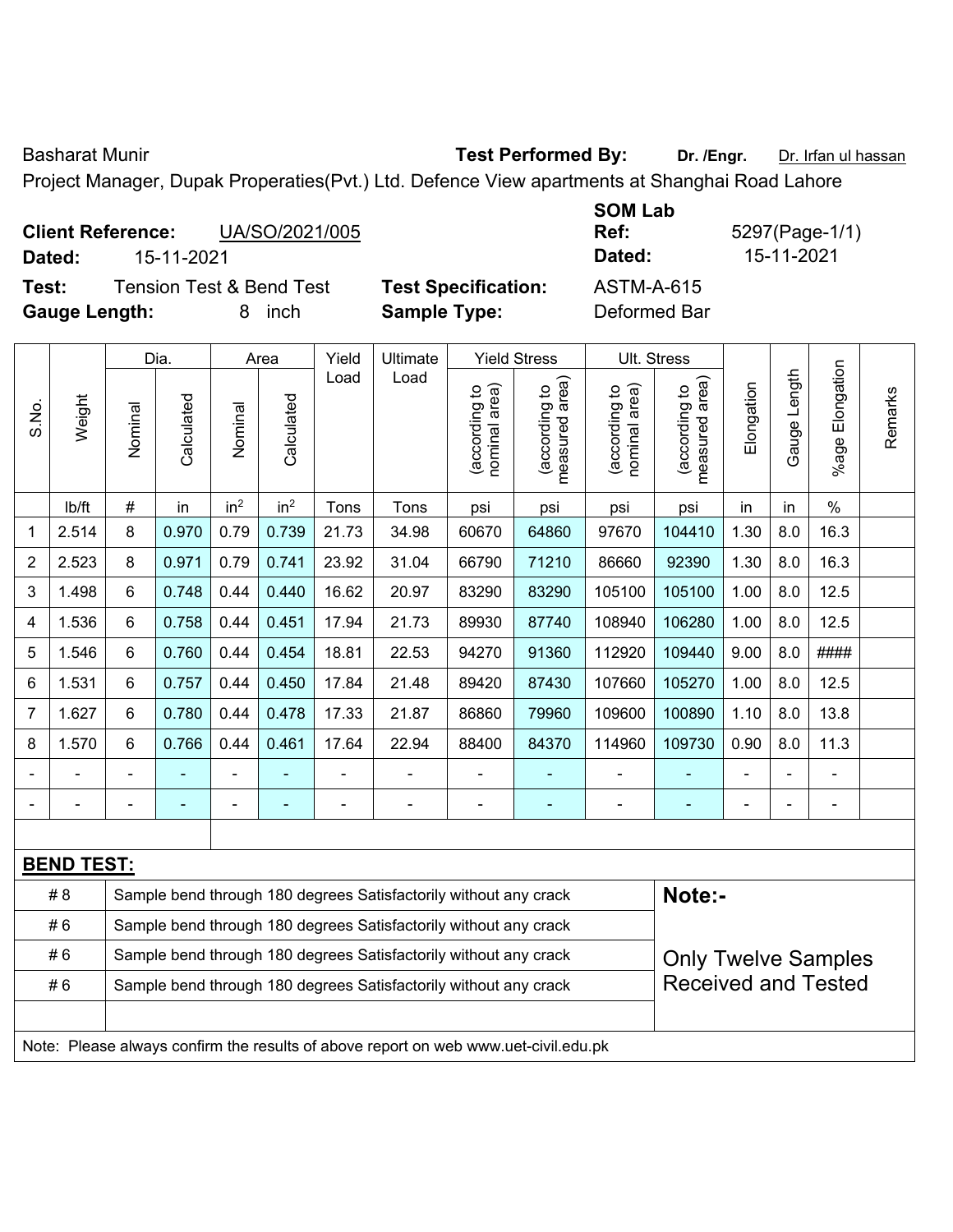Basharat Munir **Test Performed By:** **Dr. /Engr.** Dr. Irfan ul hassan

Project Manager, Dupak Properaties(Pvt.) Ltd. Defence View apartments at Shanghai Road Lahore

**Client Reference:** UA/SO/2021/005

**Dated:** 15-11-2021

**SOM Lab Ref:** 5297(Page-1/1)

**Dated:** 15-11-2021

**Test:** Tension Test & Bend Test

**Test Specification:** ASTM-A-615

**Gauge Length:** 8 inch

**Sample Type:** Deformed Bar

| S.No. | Weight | Dia. | | Area | | Yield Load | Ultimate Load | Yield Stress | | Ult. Stress | | Elongation | Gauge Length | %age Elongation | Remarks |
|---|---|---|---|---|---|---|---|---|---|---|---|---|---|---|---|
| | | Nominal | Calculated | Nominal | Calculated | | | (according to nominal area) | (according to measured area) | (according to nominal area) | (according to measured area) | | | | |
| | lb/ft | # | in | $in^2$ | $in^2$ | Tons | Tons | psi | psi | psi | psi | in | in | % | |
| 1 | 2.514 | 8 | 0.970 | 0.79 | 0.739 | 21.73 | 34.98 | 60670 | 64860 | 97670 | 104410 | 1.30 | 8.0 | 16.3 | |
| 2 | 2.523 | 8 | 0.971 | 0.79 | 0.741 | 23.92 | 31.04 | 66790 | 71210 | 86660 | 92390 | 1.30 | 8.0 | 16.3 | |
| 3 | 1.498 | 6 | 0.748 | 0.44 | 0.440 | 16.62 | 20.97 | 83290 | 83290 | 105100 | 105100 | 1.00 | 8.0 | 12.5 | |
| 4 | 1.536 | 6 | 0.758 | 0.44 | 0.451 | 17.94 | 21.73 | 89930 | 87740 | 108940 | 106280 | 1.00 | 8.0 | 12.5 | |
| 5 | 1.546 | 6 | 0.760 | 0.44 | 0.454 | 18.81 | 22.53 | 94270 | 91360 | 112920 | 109440 | 9.00 | 8.0 | #### | |
| 6 | 1.531 | 6 | 0.757 | 0.44 | 0.450 | 17.84 | 21.48 | 89420 | 87430 | 107660 | 105270 | 1.00 | 8.0 | 12.5 | |
| 7 | 1.627 | 6 | 0.780 | 0.44 | 0.478 | 17.33 | 21.87 | 86860 | 79960 | 109600 | 100890 | 1.10 | 8.0 | 13.8 | |
| 8 | 1.570 | 6 | 0.766 | 0.44 | 0.461 | 17.64 | 22.94 | 88400 | 84370 | 114960 | 109730 | 0.90 | 8.0 | 11.3 | |
| - | - | - | - | - | - | - | - | - | - | - | - | - | - | - | |
| - | - | - | - | - | - | - | - | - | - | - | - | - | - | - | |

**BEND TEST:**

| | |
|---|---|
| # 8 | Sample bend through 180 degrees Satisfactorily without any crack |
| # 6 | Sample bend through 180 degrees Satisfactorily without any crack |
| # 6 | Sample bend through 180 degrees Satisfactorily without any crack |
| # 6 | Sample bend through 180 degrees Satisfactorily without any crack |

**Note:-**

Only Twelve Samples Received and Tested

Note: Please always confirm the results of above report on web www.uet-civil.edu.pk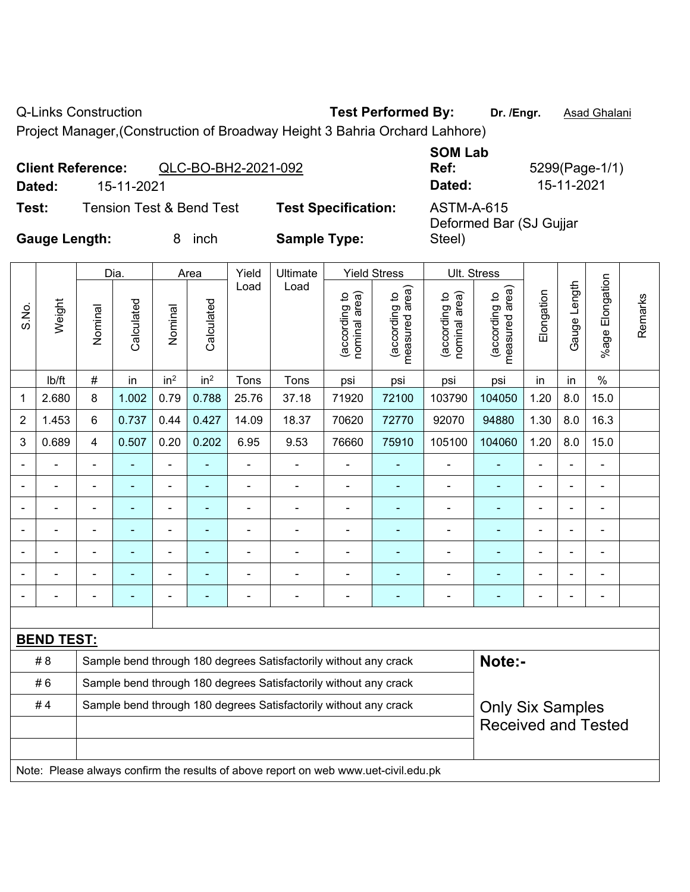Q-Links Construction **Test Performed By:** **Dr. /Engr.** Asad Ghalani

Project Manager,(Construction of Broadway Height 3 Bahria Orchard Lahhore)

**Client Reference:** QLC-BO-BH2-2021-092 **SOM Lab Ref:** 5299(Page-1/1)

**Dated:** 15-11-2021 **Dated:** 15-11-2021

**Test:** Tension Test & Bend Test **Test Specification:** ASTM-A-615

**Gauge Length:** 8 inch **Sample Type:** Deformed Bar (SJ Gujjar Steel)

| S.No. | Weight | Dia. | | Area | | Yield Load | Ultimate Load | Yield Stress | | Ult. Stress | | Elongation | Gauge Length | %age Elongation | Remarks |
|---|---|---|---|---|---|---|---|---|---|---|---|---|---|---|---|
| | | Nominal | Calculated | Nominal | Calculated | | | (according to nominal area) | (according to measured area) | (according to nominal area) | (according to measured area) | | | | |
| | lb/ft | # | in | in² | in² | Tons | Tons | psi | psi | psi | psi | in | in | % | |
| 1 | 2.680 | 8 | 1.002 | 0.79 | 0.788 | 25.76 | 37.18 | 71920 | 72100 | 103790 | 104050 | 1.20 | 8.0 | 15.0 | |
| 2 | 1.453 | 6 | 0.737 | 0.44 | 0.427 | 14.09 | 18.37 | 70620 | 72770 | 92070 | 94880 | 1.30 | 8.0 | 16.3 | |
| 3 | 0.689 | 4 | 0.507 | 0.20 | 0.202 | 6.95 | 9.53 | 76660 | 75910 | 105100 | 104060 | 1.20 | 8.0 | 15.0 | |
| - | - | - | - | - | - | - | - | - | - | - | - | - | - | - | |
| - | - | - | - | - | - | - | - | - | - | - | - | - | - | - | |
| - | - | - | - | - | - | - | - | - | - | - | - | - | - | - | |
| - | - | - | - | - | - | - | - | - | - | - | - | - | - | - | |
| - | - | - | - | - | - | - | - | - | - | - | - | - | - | - | |
| - | - | - | - | - | - | - | - | - | - | - | - | - | - | - | |
| - | - | - | - | - | - | - | - | - | - | - | - | - | - | - | |

**BEND TEST:**

| | | |
|---|---|---|
| # 8 | Sample bend through 180 degrees Satisfactorily without any crack | **Note:-** |
| # 6 | Sample bend through 180 degrees Satisfactorily without any crack | |
| # 4 | Sample bend through 180 degrees Satisfactorily without any crack | Only Six Samples Received and Tested |

Note: Please always confirm the results of above report on web www.uet-civil.edu.pk